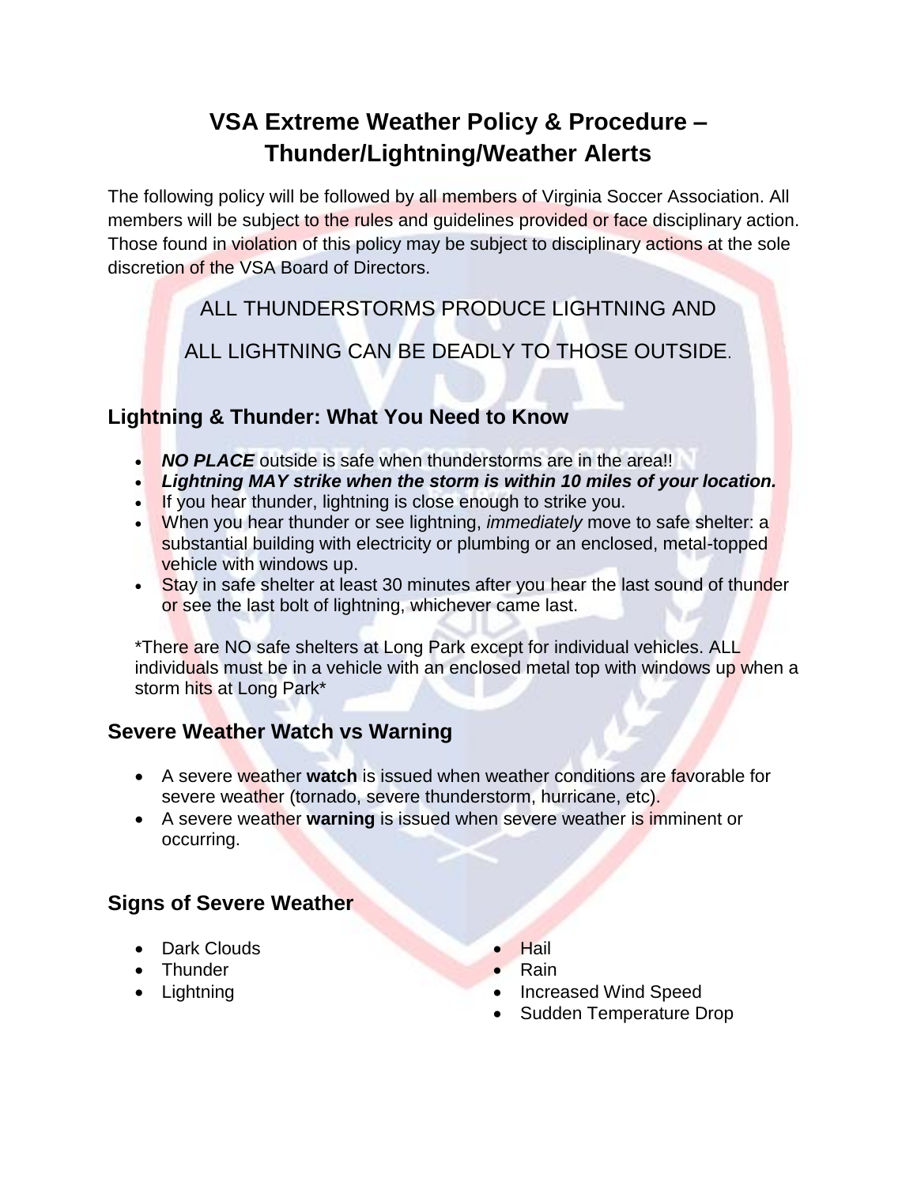# VSA Extreme Weather Policy & Procedure – Thunder/Lightning/Weather Alerts

The following policy will be followed by all members of Virginia Soccer Association. All members will be subject to the rules and guidelines provided or face disciplinary action. Those found in violation of this policy may be subject to disciplinary actions at the sole discretion of the VSA Board of Directors.

ALL THUNDERSTORMS PRODUCE LIGHTNING AND

ALL LIGHTNING CAN BE DEADLY TO THOSE OUTSIDE.

## Lightning & Thunder: What You Need to Know

- ***NO PLACE*** outside is safe when thunderstorms are in the area!!
- ***Lightning MAY strike when the storm is within 10 miles of your location.***
- If you hear thunder, lightning is close enough to strike you.
- When you hear thunder or see lightning, *immediately* move to safe shelter: a substantial building with electricity or plumbing or an enclosed, metal-topped vehicle with windows up.
- Stay in safe shelter at least 30 minutes after you hear the last sound of thunder or see the last bolt of lightning, whichever came last.

*There are NO safe shelters at Long Park except for individual vehicles. ALL individuals must be in a vehicle with an enclosed metal top with windows up when a storm hits at Long Park*

## Severe Weather Watch vs Warning

- A severe weather **watch** is issued when weather conditions are favorable for severe weather (tornado, severe thunderstorm, hurricane, etc).
- A severe weather **warning** is issued when severe weather is imminent or occurring.

## Signs of Severe Weather

- Dark Clouds
- Thunder
- Lightning
- Hail
- Rain
- Increased Wind Speed
- Sudden Temperature Drop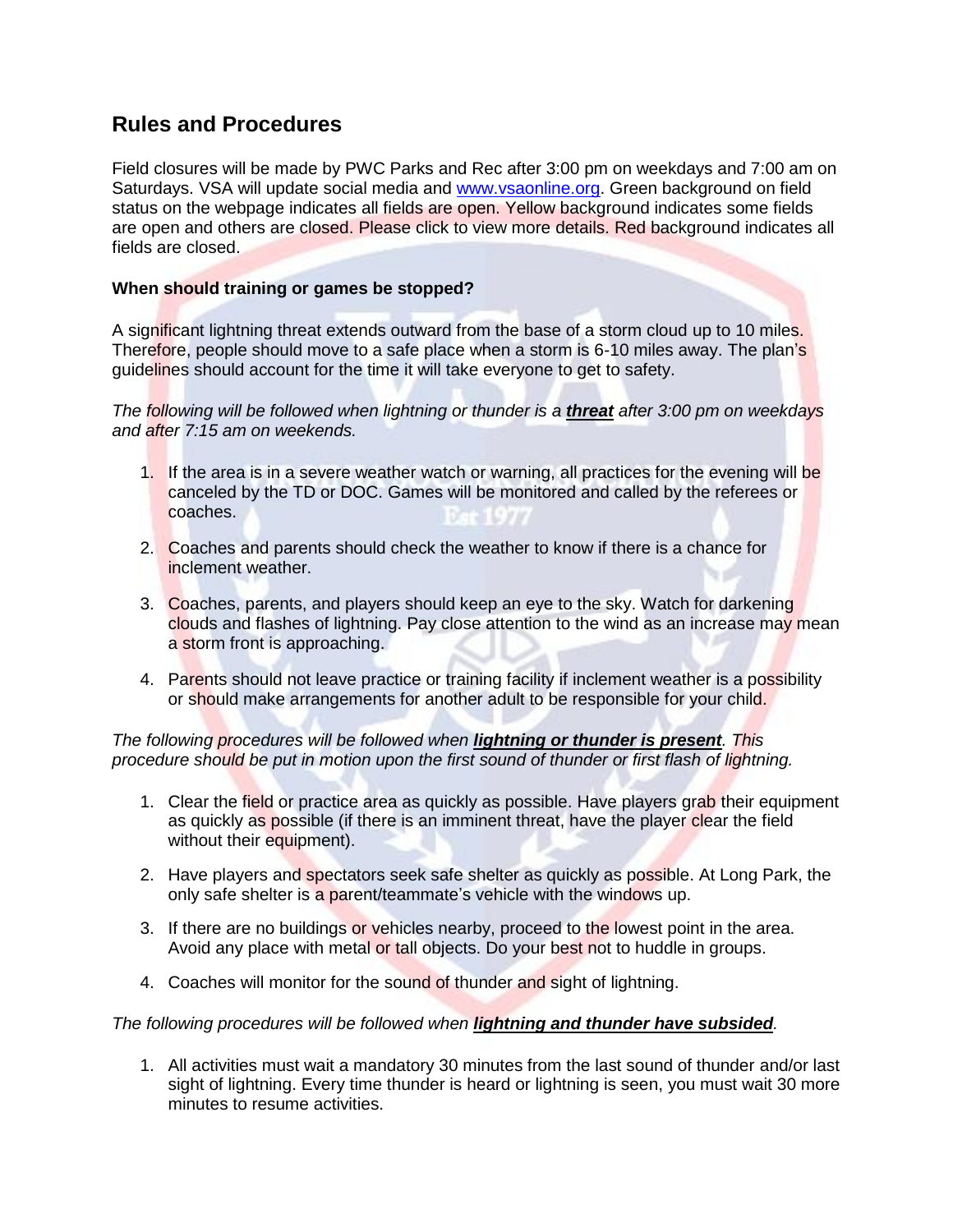## Rules and Procedures

Field closures will be made by PWC Parks and Rec after 3:00 pm on weekdays and 7:00 am on Saturdays. VSA will update social media and [www.vsaonline.org](http://www.vsaonline.org). Green background on field status on the webpage indicates all fields are open. Yellow background indicates some fields are open and others are closed. Please click to view more details. Red background indicates all fields are closed.

**When should training or games be stopped?**

A significant lightning threat extends outward from the base of a storm cloud up to 10 miles. Therefore, people should move to a safe place when a storm is 6-10 miles away. The plan's guidelines should account for the time it will take everyone to get to safety.

*The following will be followed when lightning or thunder is a* ***threat*** *after 3:00 pm on weekdays and after 7:15 am on weekends.*

1. If the area is in a severe weather watch or warning, all practices for the evening will be canceled by the TD or DOC. Games will be monitored and called by the referees or coaches.
2. Coaches and parents should check the weather to know if there is a chance for inclement weather.
3. Coaches, parents, and players should keep an eye to the sky. Watch for darkening clouds and flashes of lightning. Pay close attention to the wind as an increase may mean a storm front is approaching.
4. Parents should not leave practice or training facility if inclement weather is a possibility or should make arrangements for another adult to be responsible for your child.

*The following procedures will be followed when* ***lightning or thunder is present****. This procedure should be put in motion upon the first sound of thunder or first flash of lightning.*

1. Clear the field or practice area as quickly as possible. Have players grab their equipment as quickly as possible (if there is an imminent threat, have the player clear the field without their equipment).
2. Have players and spectators seek safe shelter as quickly as possible. At Long Park, the only safe shelter is a parent/teammate's vehicle with the windows up.
3. If there are no buildings or vehicles nearby, proceed to the lowest point in the area. Avoid any place with metal or tall objects. Do your best not to huddle in groups.
4. Coaches will monitor for the sound of thunder and sight of lightning.

*The following procedures will be followed when* ***lightning and thunder have subsided****.*

1. All activities must wait a mandatory 30 minutes from the last sound of thunder and/or last sight of lightning. Every time thunder is heard or lightning is seen, you must wait 30 more minutes to resume activities.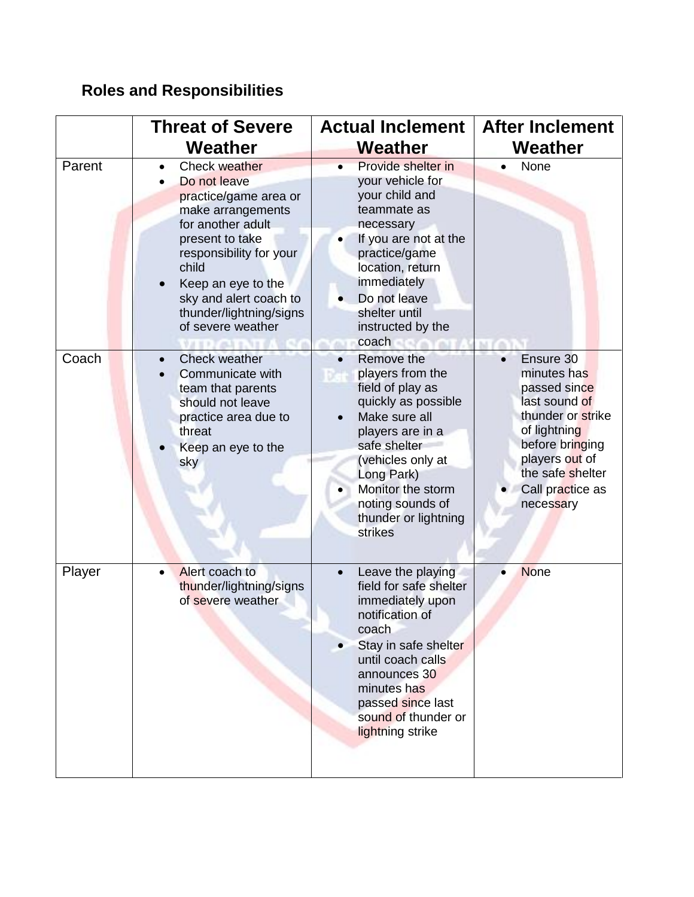## Roles and Responsibilities

| | Threat of Severe Weather | Actual Inclement Weather | After Inclement Weather |
|---|---|---|---|
| Parent | • Check weather<br>• Do not leave practice/game area or make arrangements for another adult present to take responsibility for your child<br>• Keep an eye to the sky and alert coach to thunder/lightning/signs of severe weather | • Provide shelter in your vehicle for your child and teammate as necessary<br>• If you are not at the practice/game location, return immediately<br>• Do not leave shelter until instructed by the coach | • None |
| Coach | • Check weather<br>• Communicate with team that parents should not leave practice area due to threat<br>• Keep an eye to the sky | • Remove the players from the field of play as quickly as possible<br>• Make sure all players are in a safe shelter (vehicles only at Long Park)<br>• Monitor the storm noting sounds of thunder or lightning strikes | • Ensure 30 minutes has passed since last sound of thunder or strike of lightning before bringing players out of the safe shelter<br>• Call practice as necessary |
| Player | • Alert coach to thunder/lightning/signs of severe weather | • Leave the playing field for safe shelter immediately upon notification of coach<br>• Stay in safe shelter until coach calls announces 30 minutes has passed since last sound of thunder or lightning strike | • None |